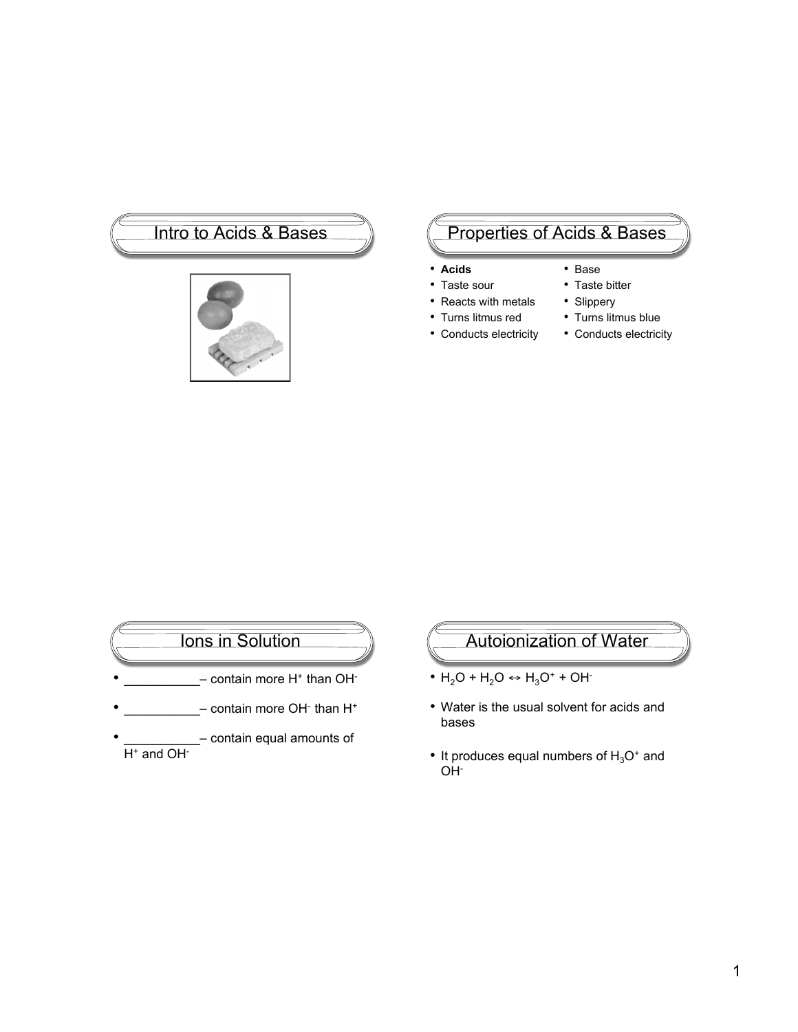## Intro to Acids & Bases

## Properties of Acids & Bases

- **Acids**
- Taste sour
- Reacts with metals
- Turns litmus red
- Conducts electricity

- Base
- Taste bitter
- Slippery
- Turns litmus blue
- Conducts electricity

## Ions in Solution

- ___________– contain more $H^+$ than $OH^-$
- ___________– contain more $OH^-$ than $H^+$
- ___________– contain equal amounts of $H^+$ and $OH^-$

## Autoionization of Water

- $H_2O + H_2O \leftrightarrow H_3O^+ + OH^-$
- Water is the usual solvent for acids and bases
- It produces equal numbers of $H_3O^+$ and $OH^-$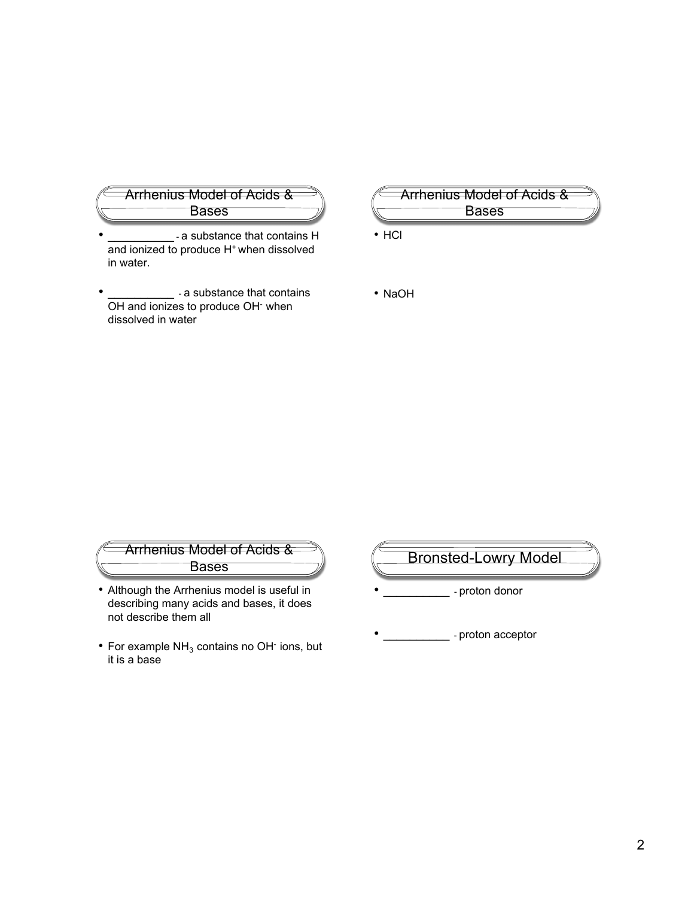## Arrhenius Model of Acids & Bases

- __________ - a substance that contains H and ionized to produce $H^+$ when dissolved in water.
- __________ - a substance that contains OH and ionizes to produce $OH^-$ when dissolved in water

## Arrhenius Model of Acids & Bases

- HCl
- NaOH

## Arrhenius Model of Acids & Bases

- Although the Arrhenius model is useful in describing many acids and bases, it does not describe them all
- For example $NH_3$ contains no $OH^-$ ions, but it is a base

## Bronsted-Lowry Model

- __________ - proton donor
- __________ - proton acceptor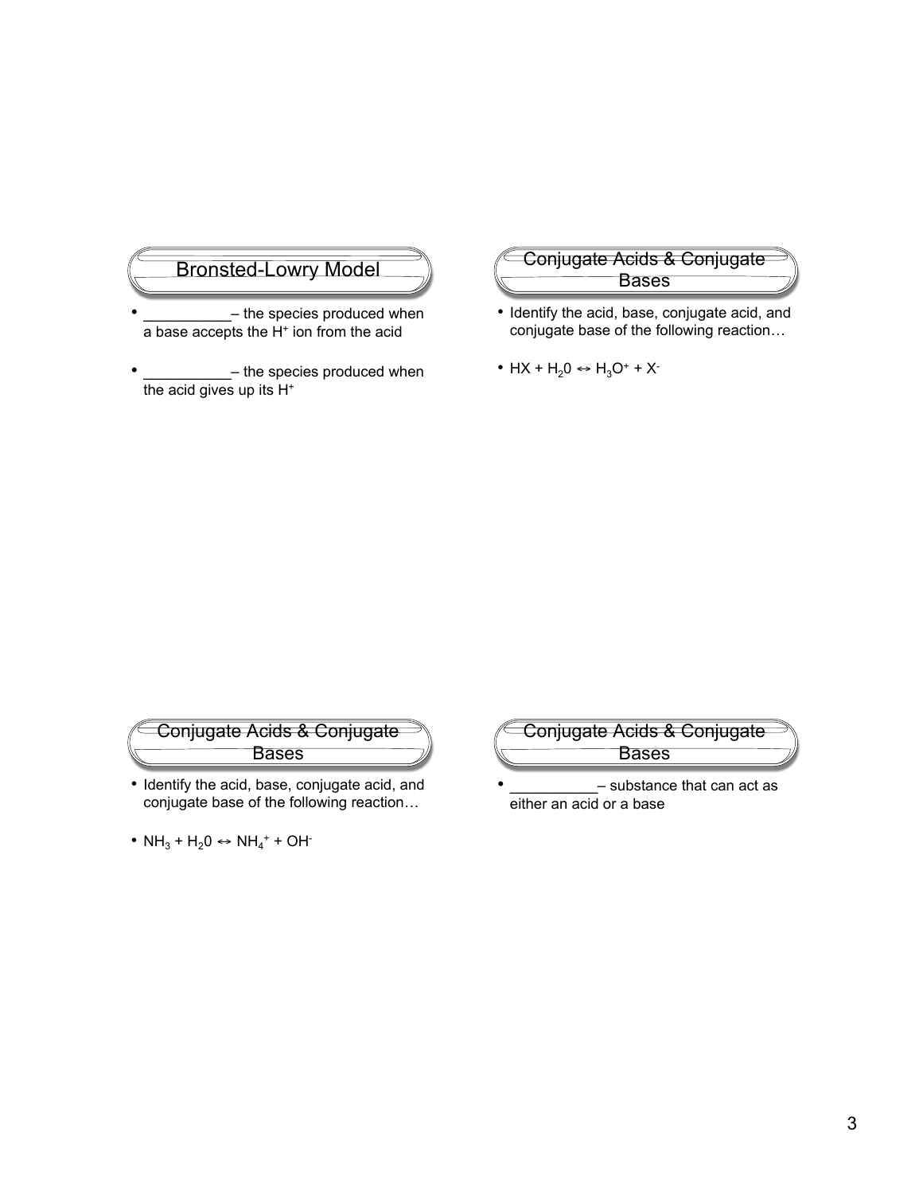## Bronsted-Lowry Model

- __________– the species produced when a base accepts the $H^+$ ion from the acid
- __________– the species produced when the acid gives up its $H^+$

## Conjugate Acids & Conjugate Bases

- Identify the acid, base, conjugate acid, and conjugate base of the following reaction…
- $HX + H_20 \leftrightarrow H_3O^+ + X^-$

## Conjugate Acids & Conjugate Bases

- Identify the acid, base, conjugate acid, and conjugate base of the following reaction…
- $NH_3 + H_20 \leftrightarrow NH_4^+ + OH^-$

## Conjugate Acids & Conjugate Bases

- __________– substance that can act as either an acid or a base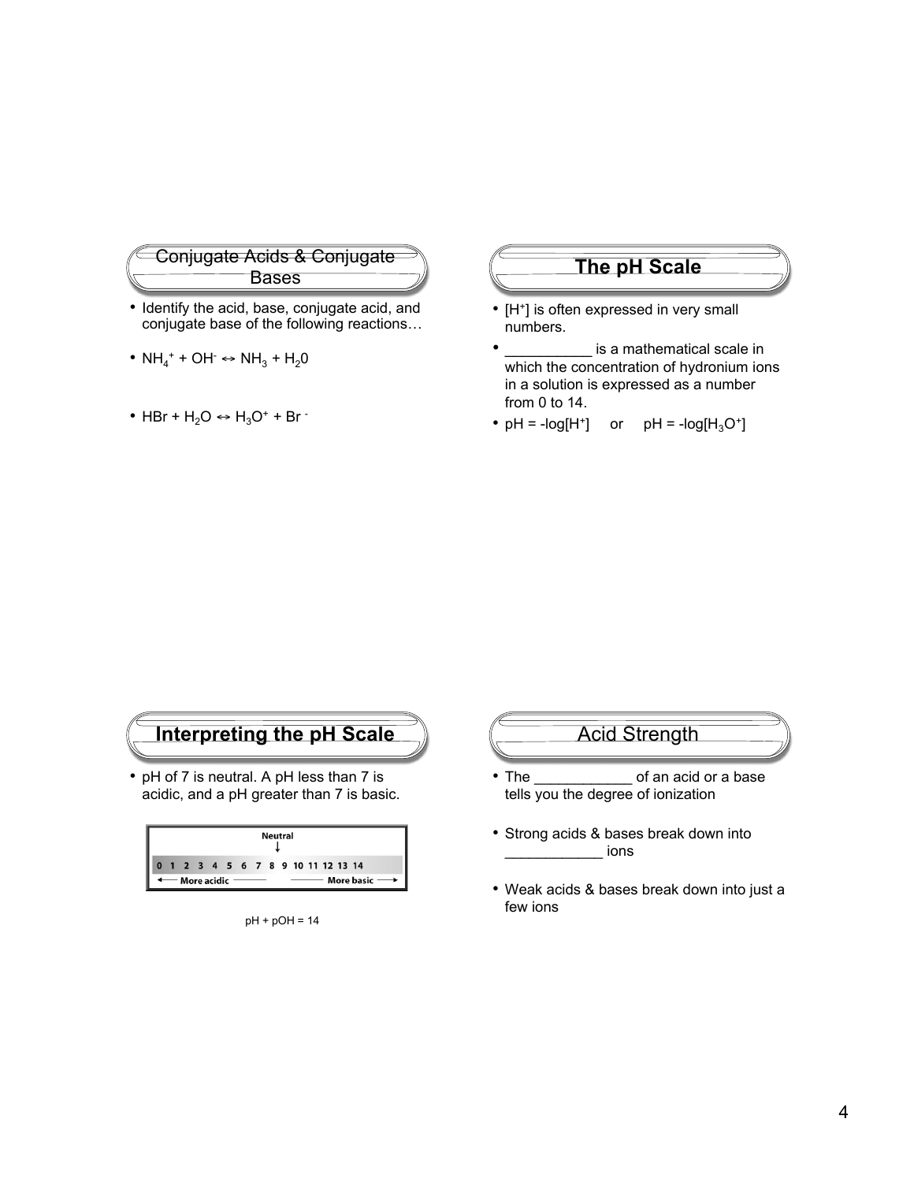## Conjugate Acids & Conjugate Bases

- Identify the acid, base, conjugate acid, and conjugate base of the following reactions…
- $NH_4^+ + OH^- \leftrightarrow NH_3 + H_20$
- $HBr + H_2O \leftrightarrow H_3O^+ + Br^-$

## The pH Scale

- $[H^+]$ is often expressed in very small numbers.
- __________ is a mathematical scale in which the concentration of hydronium ions in a solution is expressed as a number from 0 to 14.
- $pH = -\log[H^+]$ or $pH = -\log[H_3O^+]$

## Interpreting the pH Scale

- pH of 7 is neutral. A pH less than 7 is acidic, and a pH greater than 7 is basic.

Neutral
↓
0 1 2 3 4 5 6 7 8 9 10 11 12 13 14
← More acidic ——— ——— More basic →

pH + pOH = 14

## Acid Strength

- The ____________ of an acid or a base tells you the degree of ionization
- Strong acids & bases break down into ____________ ions
- Weak acids & bases break down into just a few ions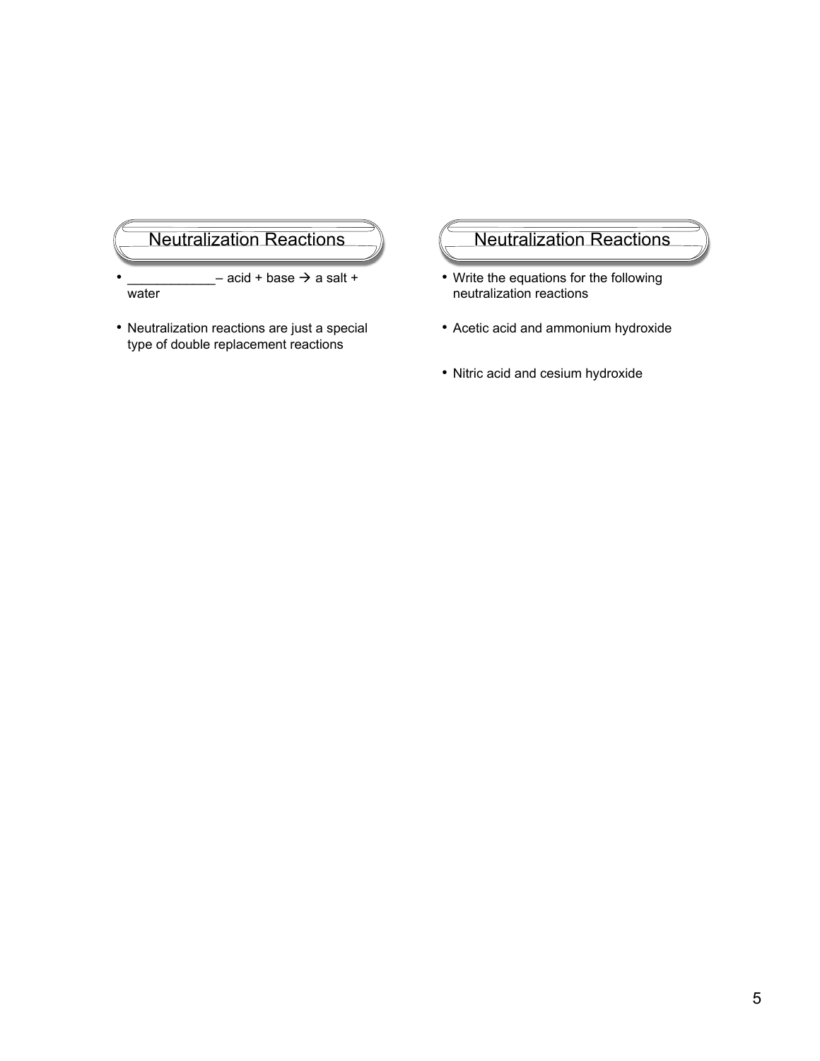## Neutralization Reactions

- ____________– acid + base → a salt + water
- Neutralization reactions are just a special type of double replacement reactions

## Neutralization Reactions

- Write the equations for the following neutralization reactions
- Acetic acid and ammonium hydroxide
- Nitric acid and cesium hydroxide